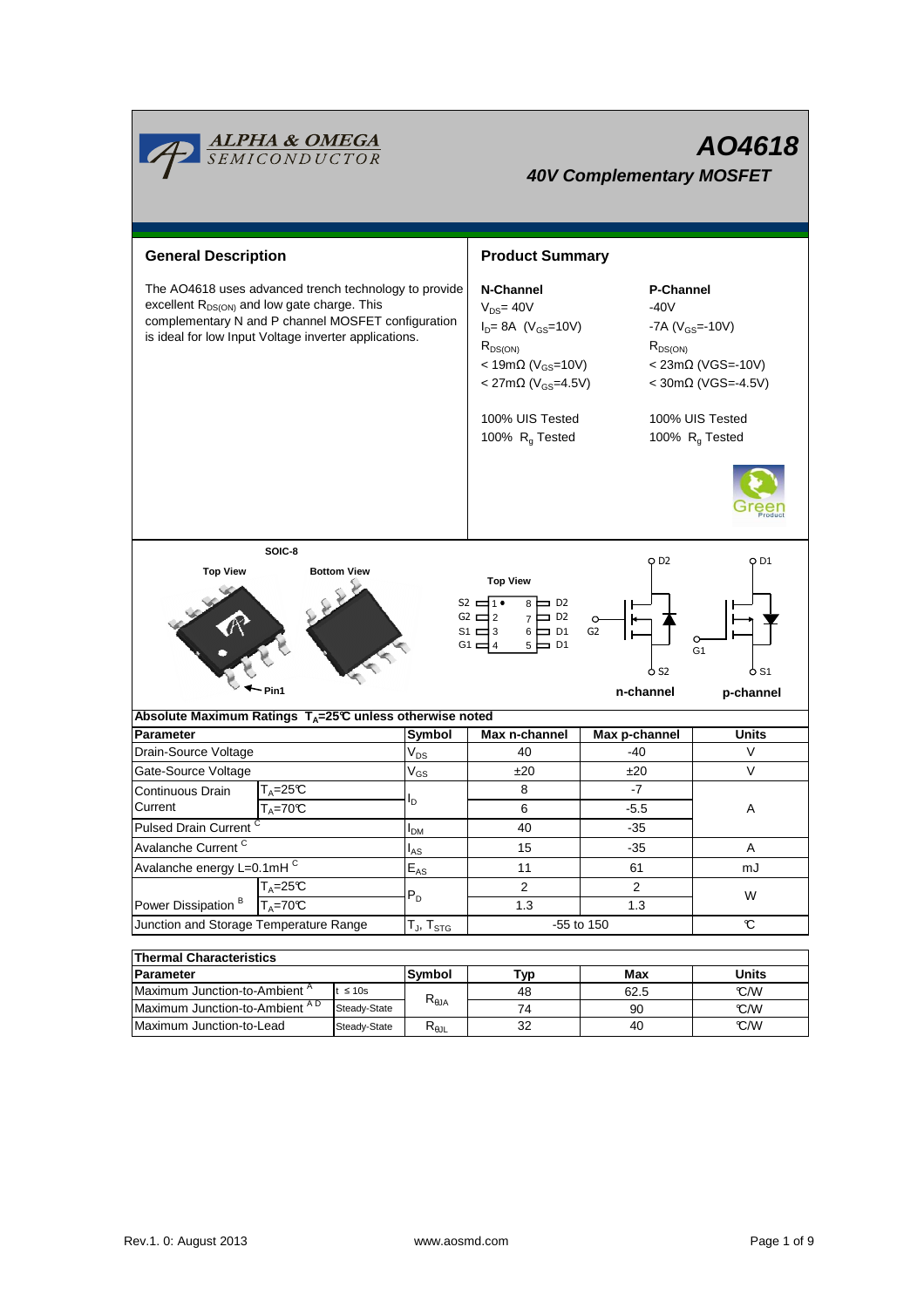ALPHA & OMEGA SEMICONDUCTOR

# AO4618

## 40V Complementary MOSFET

## General Description

The AO4618 uses advanced trench technology to provide excellent $R_{DS(ON)}$ and low gate charge. This complementary N and P channel MOSFET configuration is ideal for low Input Voltage inverter applications.

## Product Summary

| N-Channel | P-Channel |
|---|---|
| $V_{DS}$= 40V | -40V |
| $I_D$= 8A ($V_{GS}$=10V) | -7A ($V_{GS}$=-10V) |
| $R_{DS(ON)}$ | $R_{DS(ON)}$ |
| < 19mΩ ($V_{GS}$=10V) | < 23mΩ (VGS=-10V) |
| < 27mΩ ($V_{GS}$=4.5V) | < 30mΩ (VGS=-4.5V) |
| 100% UIS Tested | 100% UIS Tested |
| 100% $R_g$ Tested | 100% $R_g$ Tested |

SOIC-8

Top View | Bottom View | Pin1

Top View: S2 1 / G2 2 / S1 3 / G1 4 | 8 D2 / 7 D2 / 6 D1 / 5 D1

n-channel | p-channel

| Absolute Maximum Ratings $T_A$=25°C unless otherwise noted | | | | | |
|---|---|---|---|---|---|
| **Parameter** | | **Symbol** | **Max n-channel** | **Max p-channel** | **Units** |
| Drain-Source Voltage | | $V_{DS}$ | 40 | -40 | V |
| Gate-Source Voltage | | $V_{GS}$ | ±20 | ±20 | V |
| Continuous Drain Current | $T_A$=25°C | $I_D$ | 8 | -7 | A |
| | $T_A$=70°C | | 6 | -5.5 | |
| Pulsed Drain Current [C] | | $I_{DM}$ | 40 | -35 | |
| Avalanche Current [C] | | $I_{AS}$ | 15 | -35 | A |
| Avalanche energy L=0.1mH [C] | | $E_{AS}$ | 11 | 61 | mJ |
| Power Dissipation [B] | $T_A$=25°C | $P_D$ | 2 | 2 | W |
| | $T_A$=70°C | | 1.3 | 1.3 | |
| Junction and Storage Temperature Range | | $T_J$, $T_{STG}$ | -55 to 150 | | °C |

| Thermal Characteristics | | | | | |
|---|---|---|---|---|---|
| **Parameter** | | **Symbol** | **Typ** | **Max** | **Units** |
| Maximum Junction-to-Ambient [A] | t ≤ 10s | $R_{θJA}$ | 48 | 62.5 | °C/W |
| Maximum Junction-to-Ambient [A D] | Steady-State | | 74 | 90 | °C/W |
| Maximum Junction-to-Lead | Steady-State | $R_{θJL}$ | 32 | 40 | °C/W |

Rev.1. 0: August 2013 www.aosmd.com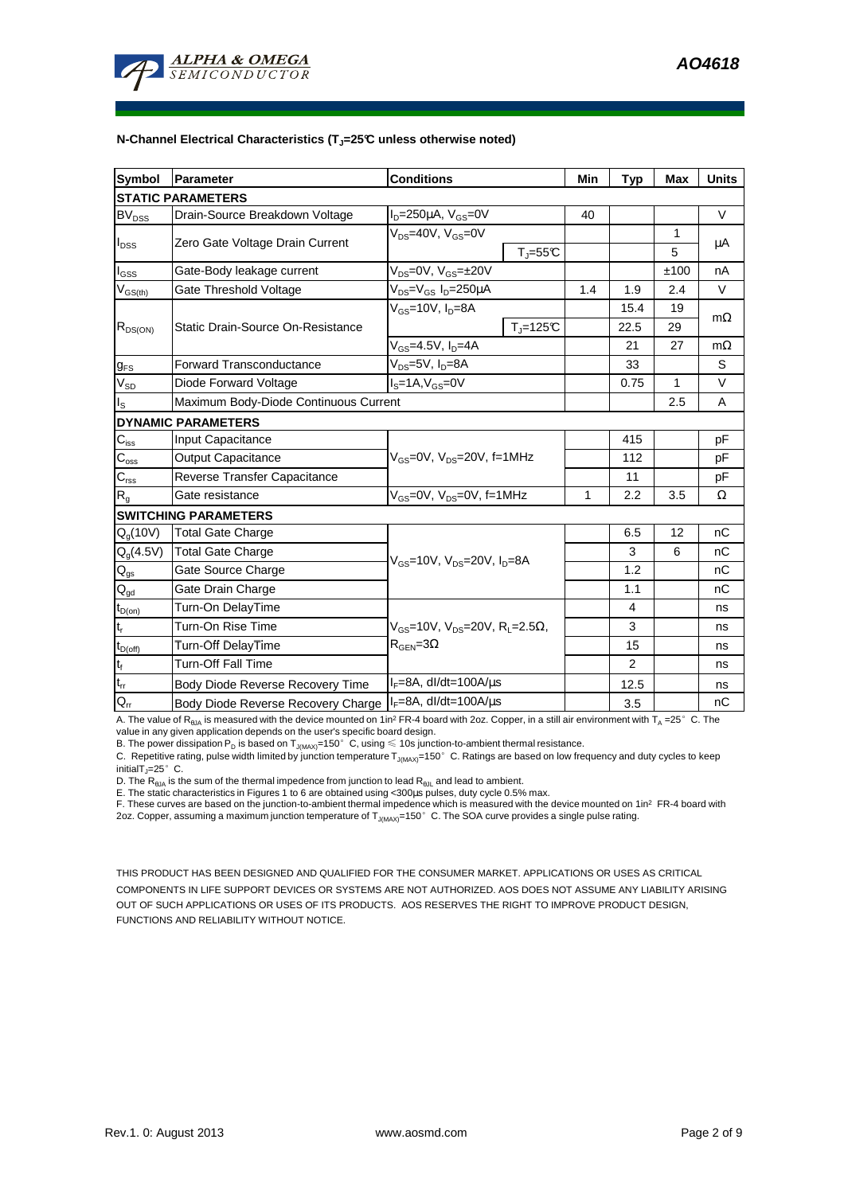**N-Channel Electrical Characteristics ($T_J$=25°C unless otherwise noted)**

| Symbol | Parameter | Conditions | | Min | Typ | Max | Units |
|---|---|---|---|---|---|---|---|
| **STATIC PARAMETERS** | | | | | | | |
| $BV_{DSS}$ | Drain-Source Breakdown Voltage | $I_D$=250µA, $V_{GS}$=0V | | 40 | | | V |
| $I_{DSS}$ | Zero Gate Voltage Drain Current | $V_{DS}$=40V, $V_{GS}$=0V | | | | 1 | µA |
| | | | $T_J$=55°C | | | 5 | |
| $I_{GSS}$ | Gate-Body leakage current | $V_{DS}$=0V, $V_{GS}$=±20V | | | | ±100 | nA |
| $V_{GS(th)}$ | Gate Threshold Voltage | $V_{DS}$=$V_{GS}$ $I_D$=250µA | | 1.4 | 1.9 | 2.4 | V |
| $R_{DS(ON)}$ | Static Drain-Source On-Resistance | $V_{GS}$=10V, $I_D$=8A | | | 15.4 | 19 | mΩ |
| | | | $T_J$=125°C | | 22.5 | 29 | |
| | | $V_{GS}$=4.5V, $I_D$=4A | | | 21 | 27 | mΩ |
| $g_{FS}$ | Forward Transconductance | $V_{DS}$=5V, $I_D$=8A | | | 33 | | S |
| $V_{SD}$ | Diode Forward Voltage | $I_S$=1A,$V_{GS}$=0V | | | 0.75 | 1 | V |
| $I_S$ | Maximum Body-Diode Continuous Current | | | | | 2.5 | A |
| **DYNAMIC PARAMETERS** | | | | | | | |
| $C_{iss}$ | Input Capacitance | $V_{GS}$=0V, $V_{DS}$=20V, f=1MHz | | | 415 | | pF |
| $C_{oss}$ | Output Capacitance | | | | 112 | | pF |
| $C_{rss}$ | Reverse Transfer Capacitance | | | | 11 | | pF |
| $R_g$ | Gate resistance | $V_{GS}$=0V, $V_{DS}$=0V, f=1MHz | | 1 | 2.2 | 3.5 | Ω |
| **SWITCHING PARAMETERS** | | | | | | | |
| $Q_g$(10V) | Total Gate Charge | $V_{GS}$=10V, $V_{DS}$=20V, $I_D$=8A | | | 6.5 | 12 | nC |
| $Q_g$(4.5V) | Total Gate Charge | | | | 3 | 6 | nC |
| $Q_{gs}$ | Gate Source Charge | | | | 1.2 | | nC |
| $Q_{gd}$ | Gate Drain Charge | | | | 1.1 | | nC |
| $t_{D(on)}$ | Turn-On DelayTime | $V_{GS}$=10V, $V_{DS}$=20V, $R_L$=2.5Ω, $R_{GEN}$=3Ω | | | 4 | | ns |
| $t_r$ | Turn-On Rise Time | | | | 3 | | ns |
| $t_{D(off)}$ | Turn-Off DelayTime | | | | 15 | | ns |
| $t_f$ | Turn-Off Fall Time | | | | 2 | | ns |
| $t_{rr}$ | Body Diode Reverse Recovery Time | $I_F$=8A, dI/dt=100A/µs | | | 12.5 | | ns |
| $Q_{rr}$ | Body Diode Reverse Recovery Charge | $I_F$=8A, dI/dt=100A/µs | | | 3.5 | | nC |

A. The value of $R_{\theta JA}$ is measured with the device mounted on 1in² FR-4 board with 2oz. Copper, in a still air environment with $T_A$ =25° C. The value in any given application depends on the user's specific board design.

B. The power dissipation $P_D$ is based on $T_{J(MAX)}$=150° C, using ≤ 10s junction-to-ambient thermal resistance.

C. Repetitive rating, pulse width limited by junction temperature $T_{J(MAX)}$=150° C. Ratings are based on low frequency and duty cycles to keep initial$T_J$=25° C.

D. The $R_{\theta JA}$ is the sum of the thermal impedence from junction to lead $R_{\theta JL}$ and lead to ambient.

E. The static characteristics in Figures 1 to 6 are obtained using <300µs pulses, duty cycle 0.5% max.

F. These curves are based on the junction-to-ambient thermal impedence which is measured with the device mounted on 1in² FR-4 board with 2oz. Copper, assuming a maximum junction temperature of $T_{J(MAX)}$=150° C. The SOA curve provides a single pulse rating.

THIS PRODUCT HAS BEEN DESIGNED AND QUALIFIED FOR THE CONSUMER MARKET. APPLICATIONS OR USES AS CRITICAL COMPONENTS IN LIFE SUPPORT DEVICES OR SYSTEMS ARE NOT AUTHORIZED. AOS DOES NOT ASSUME ANY LIABILITY ARISING OUT OF SUCH APPLICATIONS OR USES OF ITS PRODUCTS. AOS RESERVES THE RIGHT TO IMPROVE PRODUCT DESIGN, FUNCTIONS AND RELIABILITY WITHOUT NOTICE.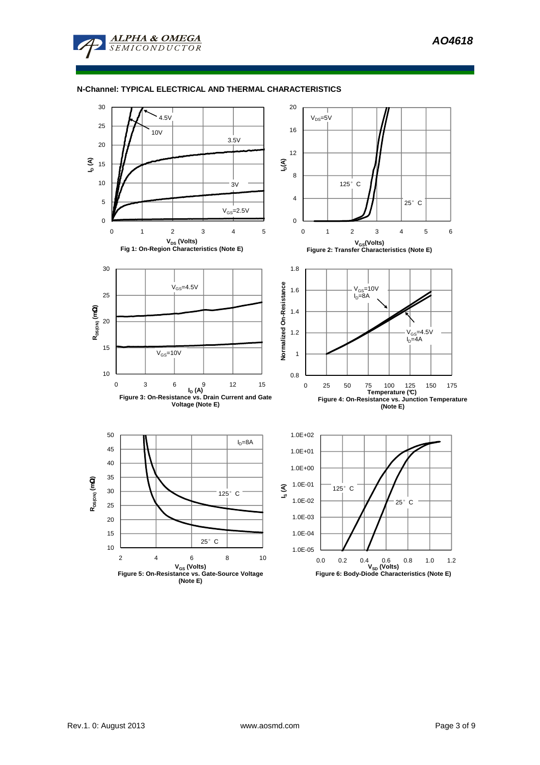## N-Channel: TYPICAL ELECTRICAL AND THERMAL CHARACTERISTICS

Fig 1: On-Region Characteristics (Note E)

Figure 2: Transfer Characteristics (Note E)

Figure 3: On-Resistance vs. Drain Current and Gate Voltage (Note E)

Figure 4: On-Resistance vs. Junction Temperature (Note E)

Figure 5: On-Resistance vs. Gate-Source Voltage (Note E)

Figure 6: Body-Diode Characteristics (Note E)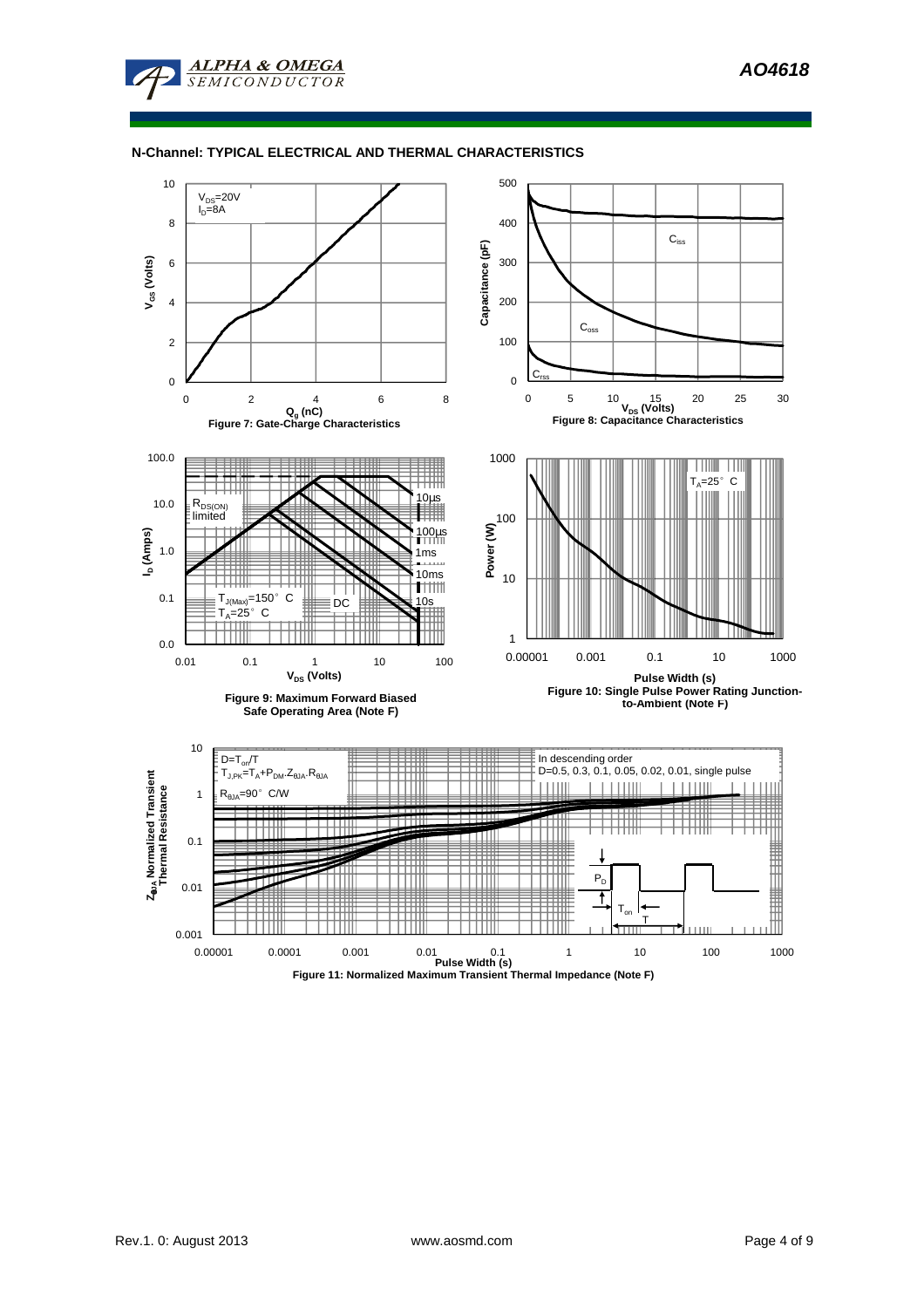## N-Channel: TYPICAL ELECTRICAL AND THERMAL CHARACTERISTICS

$V_{DS}$=20V
$I_D$=8A

$V_{GS}$ (Volts)

$Q_g$ (nC)

Figure 7: Gate-Charge Characteristics

$C_{iss}$

$C_{oss}$

$C_{rss}$

Capacitance (pF)

$V_{DS}$ (Volts)

Figure 8: Capacitance Characteristics

$R_{DS(ON)}$ limited

10µs

100µs

1ms

10ms

10s

DC

$T_{J(Max)}$=150° C
$T_A$=25° C

$I_D$ (Amps)

$V_{DS}$ (Volts)

Figure 9: Maximum Forward Biased Safe Operating Area (Note F)

$T_A$=25° C

Power (W)

Pulse Width (s)

Figure 10: Single Pulse Power Rating Junction-to-Ambient (Note F)

$D=T_{on}/T$
$T_{J,PK}=T_A+P_{DM}.Z_{\theta JA}.R_{\theta JA}$
$R_{\theta JA}$=90° C/W

In descending order
D=0.5, 0.3, 0.1, 0.05, 0.02, 0.01, single pulse

$Z_{\theta JA}$ Normalized Transient Thermal Resistance

$P_D$

$T_{on}$

T

Pulse Width (s)

Figure 11: Normalized Maximum Transient Thermal Impedance (Note F)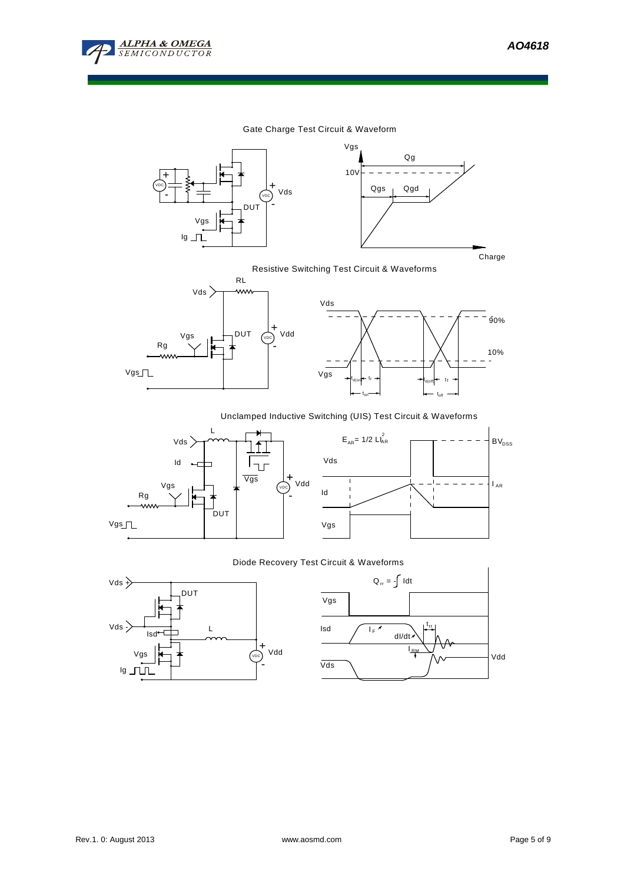Gate Charge Test Circuit & Waveform

Vgs

Qg

10V

Qgs Qgd

VDC

Vds

DUT

Vgs

Ig

Charge

Resistive Switching Test Circuit & Waveforms

RL

Vds

Vgs

DUT

Vdd

Rg

Vgs

Vds

90%

10%

Vgs

$t_{d(on)}$ $t_r$ $t_{d(off)}$ $t_f$

$t_{on}$ $t_{off}$

Unclamped Inductive Switching (UIS) Test Circuit & Waveforms

L

$E_{AR} = 1/2\ LI_{AR}^2$

$BV_{DSS}$

Vds

Id

Vgs

Vdd

Rg

DUT

Vgs

Vds

Id

$I_{AR}$

Vgs

Diode Recovery Test Circuit & Waveforms

Vds +

DUT

$Q_{rr} = -\int Idt$

Vgs

Vds -

Isd

L

Isd

$I_F$

$t_{rr}$

dI/dt

$I_{RM}$

Vdd

Vgs

Vdd

Ig

Vds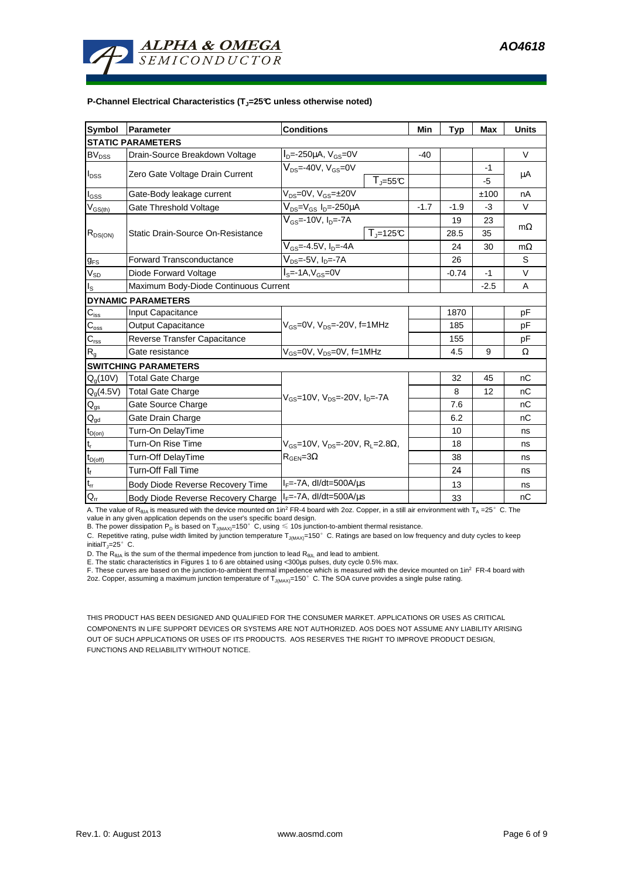**P-Channel Electrical Characteristics ($T_J$=25°C unless otherwise noted)**

| Symbol | Parameter | Conditions | | Min | Typ | Max | Units |
|---|---|---|---|---|---|---|---|
| **STATIC PARAMETERS** | | | | | | | |
| $BV_{DSS}$ | Drain-Source Breakdown Voltage | $I_D$=-250µA, $V_{GS}$=0V | | -40 | | | V |
| $I_{DSS}$ | Zero Gate Voltage Drain Current | $V_{DS}$=-40V, $V_{GS}$=0V | | | | -1 | µA |
| | | | $T_J$=55°C | | | -5 | |
| $I_{GSS}$ | Gate-Body leakage current | $V_{DS}$=0V, $V_{GS}$=±20V | | | | ±100 | nA |
| $V_{GS(th)}$ | Gate Threshold Voltage | $V_{DS}$=$V_{GS}$ $I_D$=-250µA | | -1.7 | -1.9 | -3 | V |
| $R_{DS(ON)}$ | Static Drain-Source On-Resistance | $V_{GS}$=-10V, $I_D$=-7A | | | 19 | 23 | mΩ |
| | | | $T_J$=125°C | | 28.5 | 35 | |
| | | $V_{GS}$=-4.5V, $I_D$=-4A | | | 24 | 30 | mΩ |
| $g_{FS}$ | Forward Transconductance | $V_{DS}$=-5V, $I_D$=-7A | | | 26 | | S |
| $V_{SD}$ | Diode Forward Voltage | $I_S$=-1A,$V_{GS}$=0V | | | -0.74 | -1 | V |
| $I_S$ | Maximum Body-Diode Continuous Current | | | | | -2.5 | A |
| **DYNAMIC PARAMETERS** | | | | | | | |
| $C_{iss}$ | Input Capacitance | $V_{GS}$=0V, $V_{DS}$=-20V, f=1MHz | | | 1870 | | pF |
| $C_{oss}$ | Output Capacitance | | | | 185 | | pF |
| $C_{rss}$ | Reverse Transfer Capacitance | | | | 155 | | pF |
| $R_g$ | Gate resistance | $V_{GS}$=0V, $V_{DS}$=0V, f=1MHz | | | 4.5 | 9 | Ω |
| **SWITCHING PARAMETERS** | | | | | | | |
| $Q_g$(10V) | Total Gate Charge | $V_{GS}$=10V, $V_{DS}$=-20V, $I_D$=-7A | | | 32 | 45 | nC |
| $Q_g$(4.5V) | Total Gate Charge | | | | 8 | 12 | nC |
| $Q_{gs}$ | Gate Source Charge | | | | 7.6 | | nC |
| $Q_{gd}$ | Gate Drain Charge | | | | 6.2 | | nC |
| $t_{D(on)}$ | Turn-On DelayTime | $V_{GS}$=10V, $V_{DS}$=-20V, $R_L$=2.8Ω, $R_{GEN}$=3Ω | | | 10 | | ns |
| $t_r$ | Turn-On Rise Time | | | | 18 | | ns |
| $t_{D(off)}$ | Turn-Off DelayTime | | | | 38 | | ns |
| $t_f$ | Turn-Off Fall Time | | | | 24 | | ns |
| $t_{rr}$ | Body Diode Reverse Recovery Time | $I_F$=-7A, dI/dt=500A/µs | | | 13 | | ns |
| $Q_{rr}$ | Body Diode Reverse Recovery Charge | $I_F$=-7A, dI/dt=500A/µs | | | 33 | | nC |

A. The value of $R_{\theta JA}$ is measured with the device mounted on 1in² FR-4 board with 2oz. Copper, in a still air environment with $T_A$ =25° C. The value in any given application depends on the user's specific board design.
B. The power dissipation $P_D$ is based on $T_{J(MAX)}$=150° C, using ≤ 10s junction-to-ambient thermal resistance.
C. Repetitive rating, pulse width limited by junction temperature $T_{J(MAX)}$=150° C. Ratings are based on low frequency and duty cycles to keep initial$T_J$=25° C.
D. The $R_{\theta JA}$ is the sum of the thermal impedence from junction to lead $R_{\theta JL}$ and lead to ambient.
E. The static characteristics in Figures 1 to 6 are obtained using <300µs pulses, duty cycle 0.5% max.
F. These curves are based on the junction-to-ambient thermal impedence which is measured with the device mounted on 1in² FR-4 board with 2oz. Copper, assuming a maximum junction temperature of $T_{J(MAX)}$=150° C. The SOA curve provides a single pulse rating.

THIS PRODUCT HAS BEEN DESIGNED AND QUALIFIED FOR THE CONSUMER MARKET. APPLICATIONS OR USES AS CRITICAL COMPONENTS IN LIFE SUPPORT DEVICES OR SYSTEMS ARE NOT AUTHORIZED. AOS DOES NOT ASSUME ANY LIABILITY ARISING OUT OF SUCH APPLICATIONS OR USES OF ITS PRODUCTS. AOS RESERVES THE RIGHT TO IMPROVE PRODUCT DESIGN, FUNCTIONS AND RELIABILITY WITHOUT NOTICE.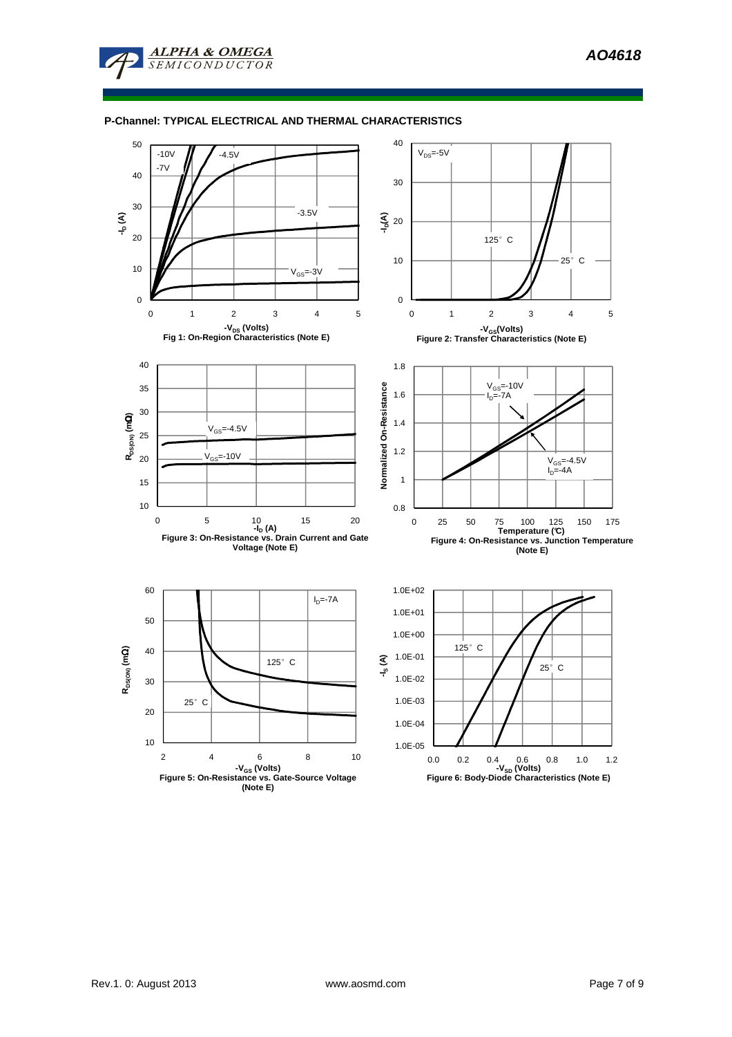P-Channel: TYPICAL ELECTRICAL AND THERMAL CHARACTERISTICS

Fig 1: On-Region Characteristics (Note E)

Figure 2: Transfer Characteristics (Note E)

Figure 3: On-Resistance vs. Drain Current and Gate Voltage (Note E)

Figure 4: On-Resistance vs. Junction Temperature (Note E)

Figure 5: On-Resistance vs. Gate-Source Voltage (Note E)

Figure 6: Body-Diode Characteristics (Note E)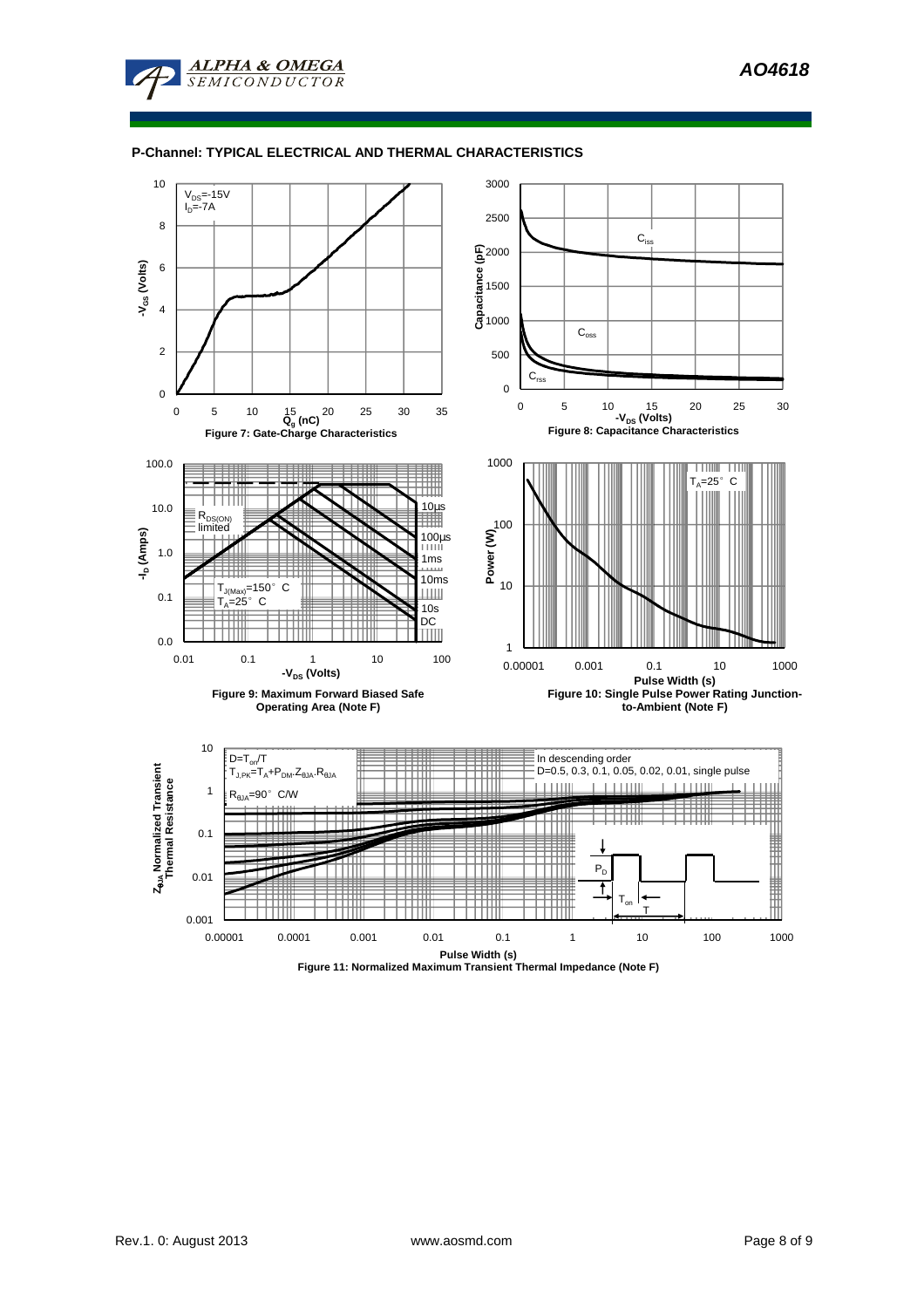## P-Channel: TYPICAL ELECTRICAL AND THERMAL CHARACTERISTICS

$V_{DS}$=-15V
$I_D$=-7A

Figure 7: Gate-Charge Characteristics

Figure 8: Capacitance Characteristics

Figure 9: Maximum Forward Biased Safe Operating Area (Note F)

Figure 10: Single Pulse Power Rating Junction-to-Ambient (Note F)

Figure 11: Normalized Maximum Transient Thermal Impedance (Note F)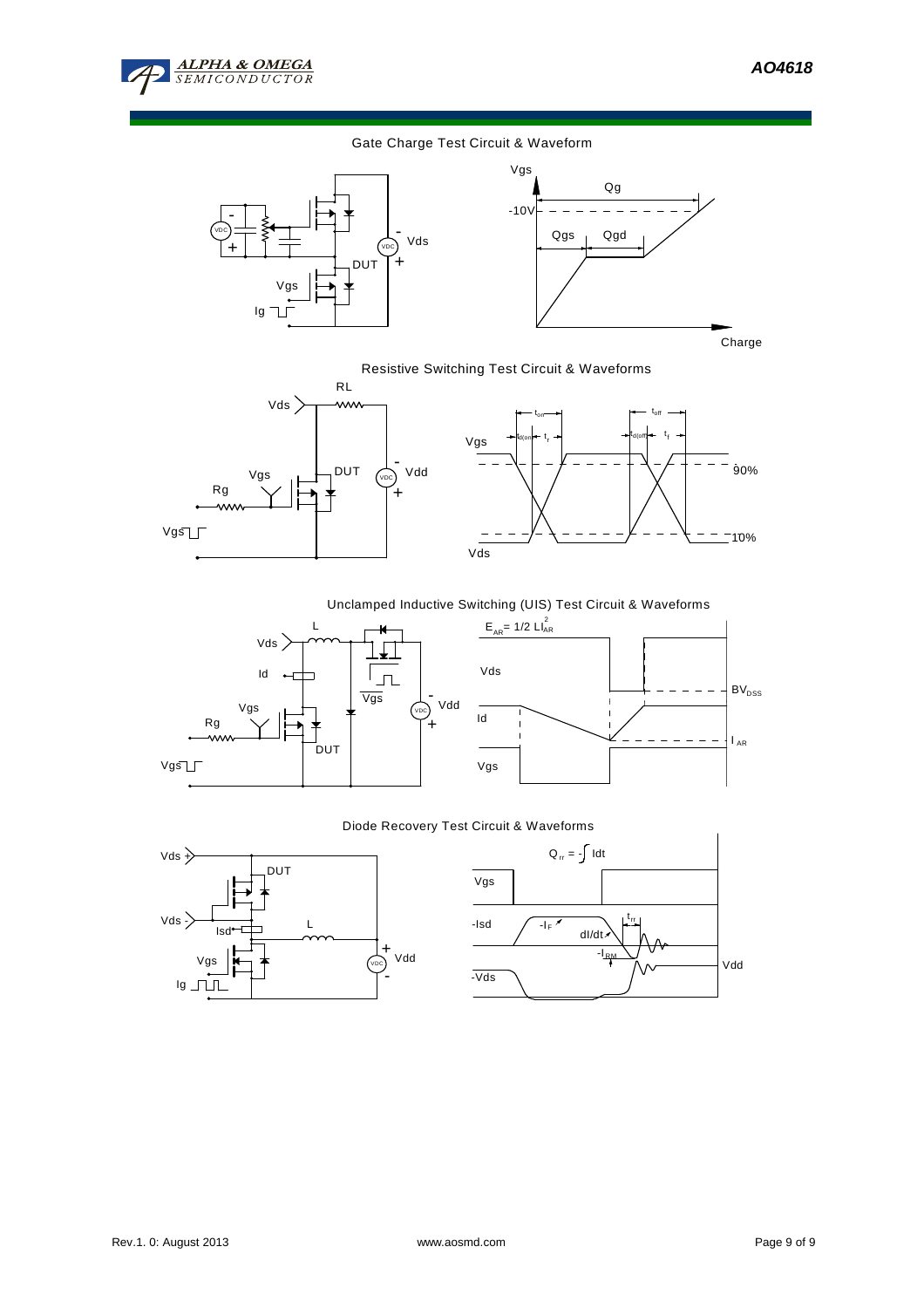## Gate Charge Test Circuit & Waveform

VDC
DUT
Vgs
Ig
VDC
Vds
Vgs
Qg
-10V
Qgs
Qgd
Charge

## Resistive Switching Test Circuit & Waveforms

RL
Vds
Vgs
Rg
Vgs
DUT
VDC
Vdd
$t_{on}$
$t_{off}$
$t_{d(on)}$
$t_r$
$t_{d(off)}$
$t_f$
Vgs
90%
Vds
10%

## Unclamped Inductive Switching (UIS) Test Circuit & Waveforms

L
Vds
Id
Vgs
Rg
Vgs
Vgs
DUT
VDC
Vdd
$E_{AR} = 1/2\ LI_{AR}^2$
Vds
Id
Vgs
$BV_{DSS}$
$I_{AR}$

## Diode Recovery Test Circuit & Waveforms

Vds +
DUT
Vds -
Isd
L
Vgs
Ig
VDC
Vdd
$Q_{rr} = -\int Idt$
Vgs
-Isd
$-I_F$
dI/dt
$t_{rr}$
$-I_{RM}$
-Vds
Vdd